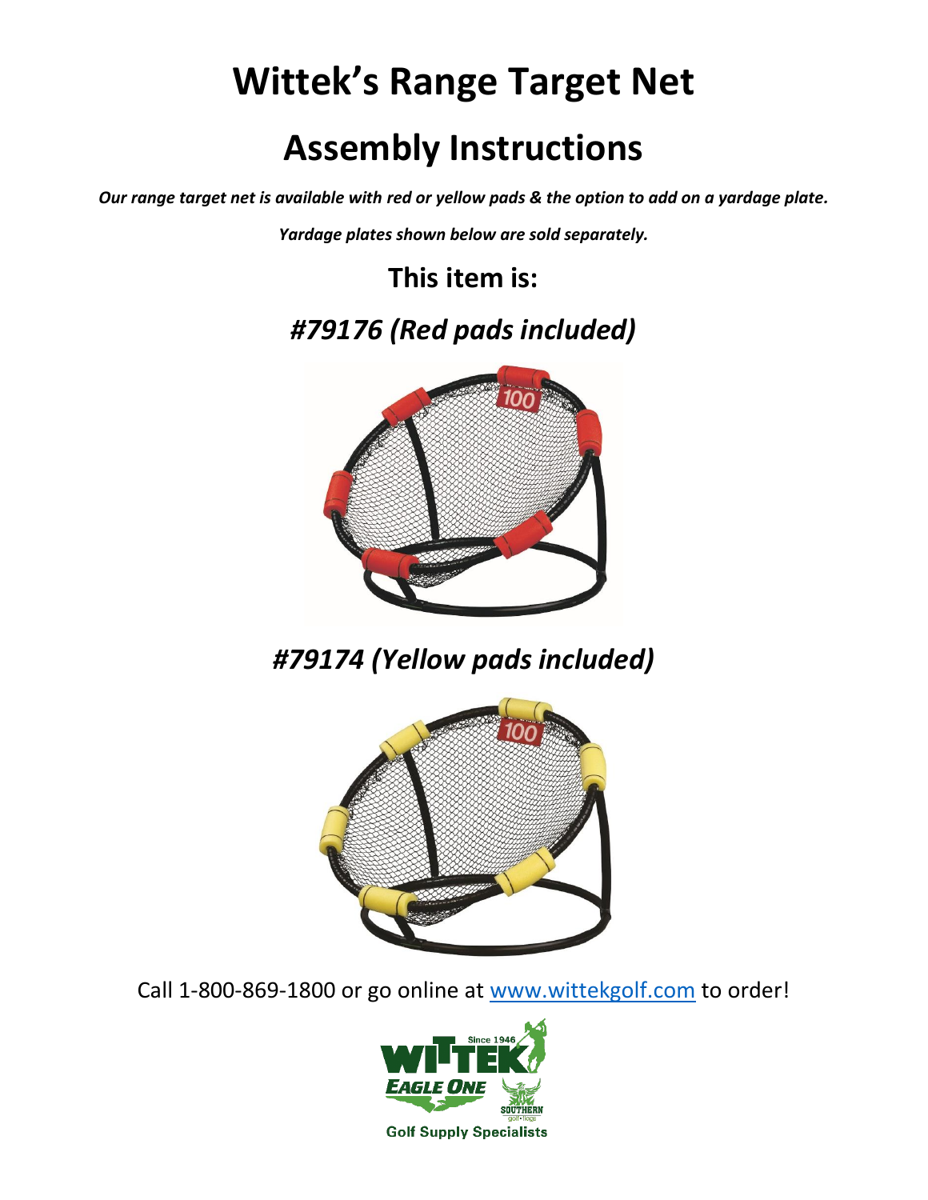# Wittek's Range Target Net

## Assembly Instructions

***Our range target net is available with red or yellow pads & the option to add on a yardage plate.***

***Yardage plates shown below are sold separately.***

### This item is:

### *#79176 (Red pads included)*

### *#79174 (Yellow pads included)*

Call 1-800-869-1800 or go online at [www.wittekgolf.com](http://www.wittekgolf.com) to order!

Since 1946 WITTEK EAGLE ONE SOUTHERN golf • flags

**Golf Supply Specialists**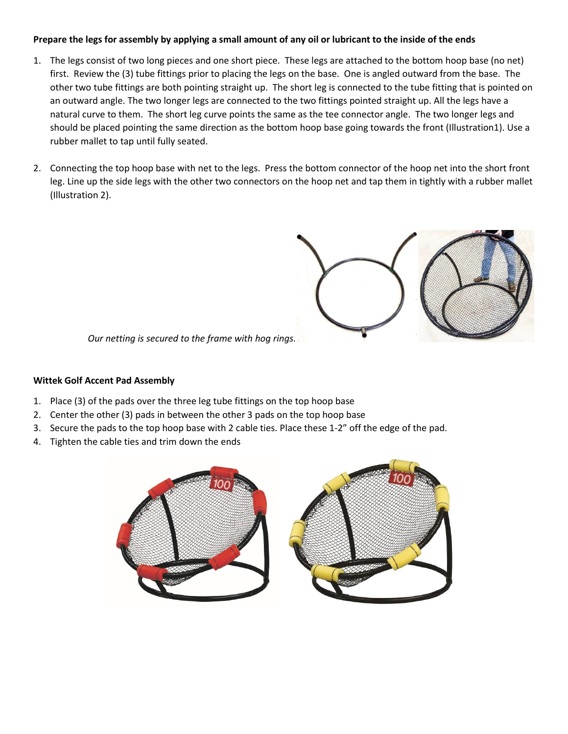**Prepare the legs for assembly by applying a small amount of any oil or lubricant to the inside of the ends**

1. The legs consist of two long pieces and one short piece. These legs are attached to the bottom hoop base (no net) first. Review the (3) tube fittings prior to placing the legs on the base. One is angled outward from the base. The other two tube fittings are both pointing straight up. The short leg is connected to the tube fitting that is pointed on an outward angle. The two longer legs are connected to the two fittings pointed straight up. All the legs have a natural curve to them. The short leg curve points the same as the tee connector angle. The two longer legs and should be placed pointing the same direction as the bottom hoop base going towards the front (Illustration1). Use a rubber mallet to tap until fully seated.

2. Connecting the top hoop base with net to the legs. Press the bottom connector of the hoop net into the short front leg. Line up the side legs with the other two connectors on the hoop net and tap them in tightly with a rubber mallet (Illustration 2).

*Our netting is secured to the frame with hog rings.*

**Wittek Golf Accent Pad Assembly**

1. Place (3) of the pads over the three leg tube fittings on the top hoop base
2. Center the other (3) pads in between the other 3 pads on the top hoop base
3. Secure the pads to the top hoop base with 2 cable ties. Place these 1-2" off the edge of the pad.
4. Tighten the cable ties and trim down the ends